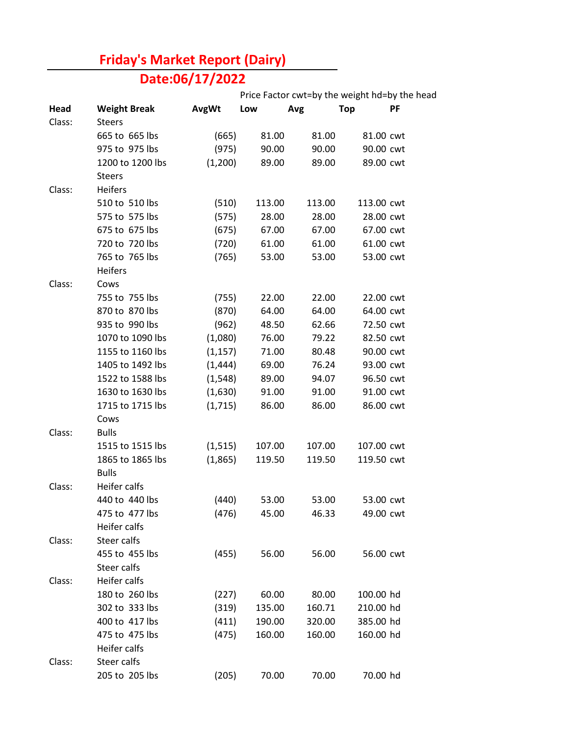# Friday's Market Report (Dairy)

## Date:06/17/2022

Price Factor cwt=by the weight hd=by the head

| Head | Weight Break | AvgWt | Low | Avg | Top | PF |
|---|---|---|---|---|---|---|
| Class: | Steers | | | | | |
| | 665 to 665 lbs | (665) | 81.00 | 81.00 | 81.00 | cwt |
| | 975 to 975 lbs | (975) | 90.00 | 90.00 | 90.00 | cwt |
| | 1200 to 1200 lbs | (1,200) | 89.00 | 89.00 | 89.00 | cwt |
| | Steers | | | | | |
| Class: | Heifers | | | | | |
| | 510 to 510 lbs | (510) | 113.00 | 113.00 | 113.00 | cwt |
| | 575 to 575 lbs | (575) | 28.00 | 28.00 | 28.00 | cwt |
| | 675 to 675 lbs | (675) | 67.00 | 67.00 | 67.00 | cwt |
| | 720 to 720 lbs | (720) | 61.00 | 61.00 | 61.00 | cwt |
| | 765 to 765 lbs | (765) | 53.00 | 53.00 | 53.00 | cwt |
| | Heifers | | | | | |
| Class: | Cows | | | | | |
| | 755 to 755 lbs | (755) | 22.00 | 22.00 | 22.00 | cwt |
| | 870 to 870 lbs | (870) | 64.00 | 64.00 | 64.00 | cwt |
| | 935 to 990 lbs | (962) | 48.50 | 62.66 | 72.50 | cwt |
| | 1070 to 1090 lbs | (1,080) | 76.00 | 79.22 | 82.50 | cwt |
| | 1155 to 1160 lbs | (1,157) | 71.00 | 80.48 | 90.00 | cwt |
| | 1405 to 1492 lbs | (1,444) | 69.00 | 76.24 | 93.00 | cwt |
| | 1522 to 1588 lbs | (1,548) | 89.00 | 94.07 | 96.50 | cwt |
| | 1630 to 1630 lbs | (1,630) | 91.00 | 91.00 | 91.00 | cwt |
| | 1715 to 1715 lbs | (1,715) | 86.00 | 86.00 | 86.00 | cwt |
| | Cows | | | | | |
| Class: | Bulls | | | | | |
| | 1515 to 1515 lbs | (1,515) | 107.00 | 107.00 | 107.00 | cwt |
| | 1865 to 1865 lbs | (1,865) | 119.50 | 119.50 | 119.50 | cwt |
| | Bulls | | | | | |
| Class: | Heifer calfs | | | | | |
| | 440 to 440 lbs | (440) | 53.00 | 53.00 | 53.00 | cwt |
| | 475 to 477 lbs | (476) | 45.00 | 46.33 | 49.00 | cwt |
| | Heifer calfs | | | | | |
| Class: | Steer calfs | | | | | |
| | 455 to 455 lbs | (455) | 56.00 | 56.00 | 56.00 | cwt |
| | Steer calfs | | | | | |
| Class: | Heifer calfs | | | | | |
| | 180 to 260 lbs | (227) | 60.00 | 80.00 | 100.00 | hd |
| | 302 to 333 lbs | (319) | 135.00 | 160.71 | 210.00 | hd |
| | 400 to 417 lbs | (411) | 190.00 | 320.00 | 385.00 | hd |
| | 475 to 475 lbs | (475) | 160.00 | 160.00 | 160.00 | hd |
| | Heifer calfs | | | | | |
| Class: | Steer calfs | | | | | |
| | 205 to 205 lbs | (205) | 70.00 | 70.00 | 70.00 | hd |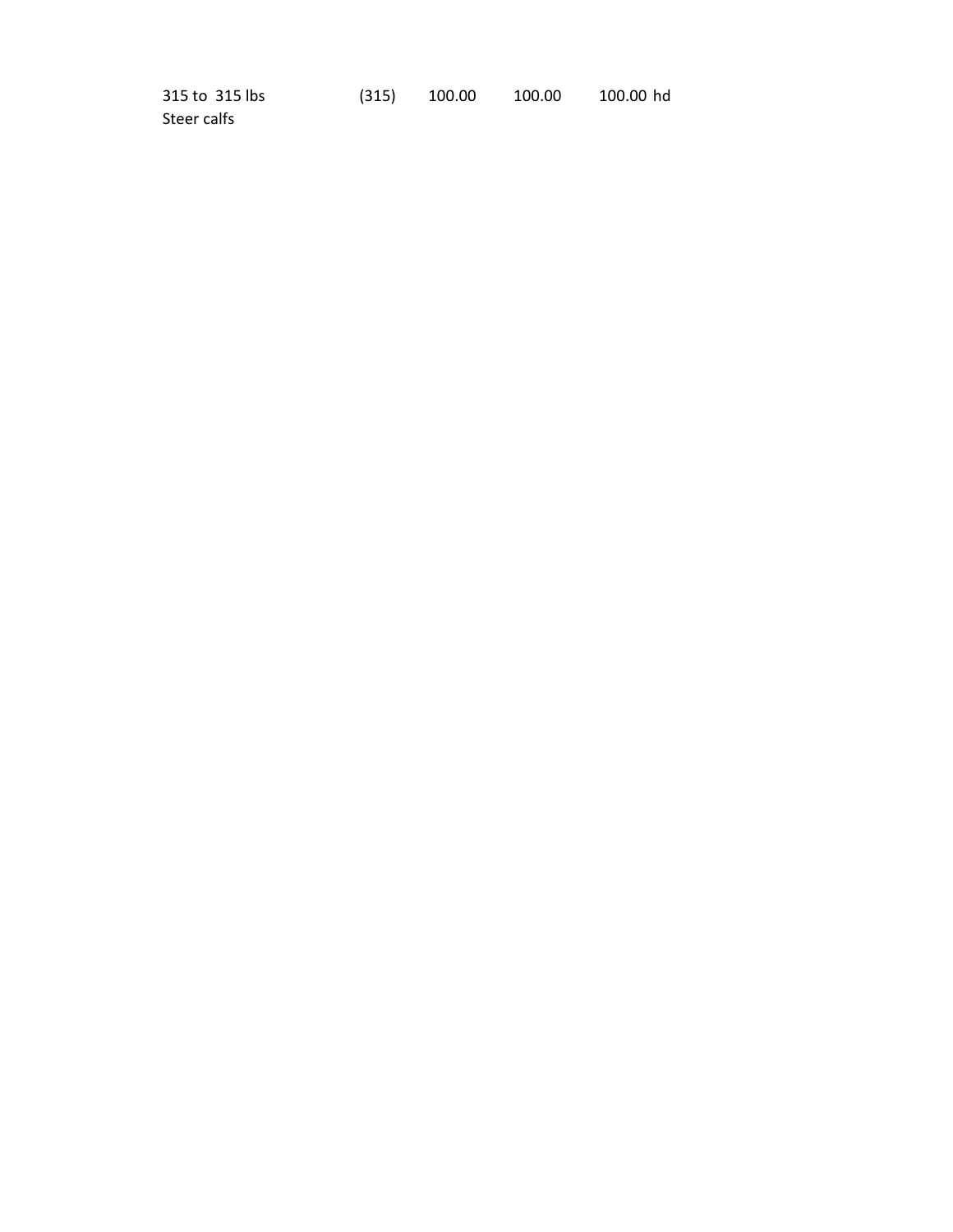| | | | | |
|---|---|---|---|---|
| 315 to 315 lbs | (315) | 100.00 | 100.00 | 100.00 hd |
| Steer calfs | | | | |